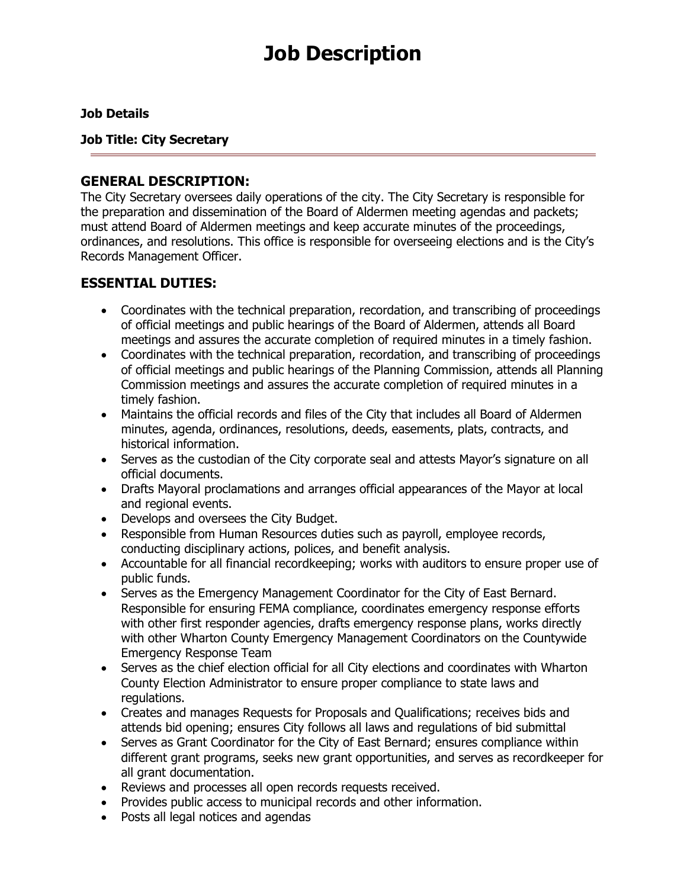# Job Description

**Job Details**

**Job Title: City Secretary**

---

## GENERAL DESCRIPTION:

The City Secretary oversees daily operations of the city. The City Secretary is responsible for the preparation and dissemination of the Board of Aldermen meeting agendas and packets; must attend Board of Aldermen meetings and keep accurate minutes of the proceedings, ordinances, and resolutions. This office is responsible for overseeing elections and is the City's Records Management Officer.

## ESSENTIAL DUTIES:

- Coordinates with the technical preparation, recordation, and transcribing of proceedings of official meetings and public hearings of the Board of Aldermen, attends all Board meetings and assures the accurate completion of required minutes in a timely fashion.
- Coordinates with the technical preparation, recordation, and transcribing of proceedings of official meetings and public hearings of the Planning Commission, attends all Planning Commission meetings and assures the accurate completion of required minutes in a timely fashion.
- Maintains the official records and files of the City that includes all Board of Aldermen minutes, agenda, ordinances, resolutions, deeds, easements, plats, contracts, and historical information.
- Serves as the custodian of the City corporate seal and attests Mayor's signature on all official documents.
- Drafts Mayoral proclamations and arranges official appearances of the Mayor at local and regional events.
- Develops and oversees the City Budget.
- Responsible from Human Resources duties such as payroll, employee records, conducting disciplinary actions, polices, and benefit analysis.
- Accountable for all financial recordkeeping; works with auditors to ensure proper use of public funds.
- Serves as the Emergency Management Coordinator for the City of East Bernard. Responsible for ensuring FEMA compliance, coordinates emergency response efforts with other first responder agencies, drafts emergency response plans, works directly with other Wharton County Emergency Management Coordinators on the Countywide Emergency Response Team
- Serves as the chief election official for all City elections and coordinates with Wharton County Election Administrator to ensure proper compliance to state laws and regulations.
- Creates and manages Requests for Proposals and Qualifications; receives bids and attends bid opening; ensures City follows all laws and regulations of bid submittal
- Serves as Grant Coordinator for the City of East Bernard; ensures compliance within different grant programs, seeks new grant opportunities, and serves as recordkeeper for all grant documentation.
- Reviews and processes all open records requests received.
- Provides public access to municipal records and other information.
- Posts all legal notices and agendas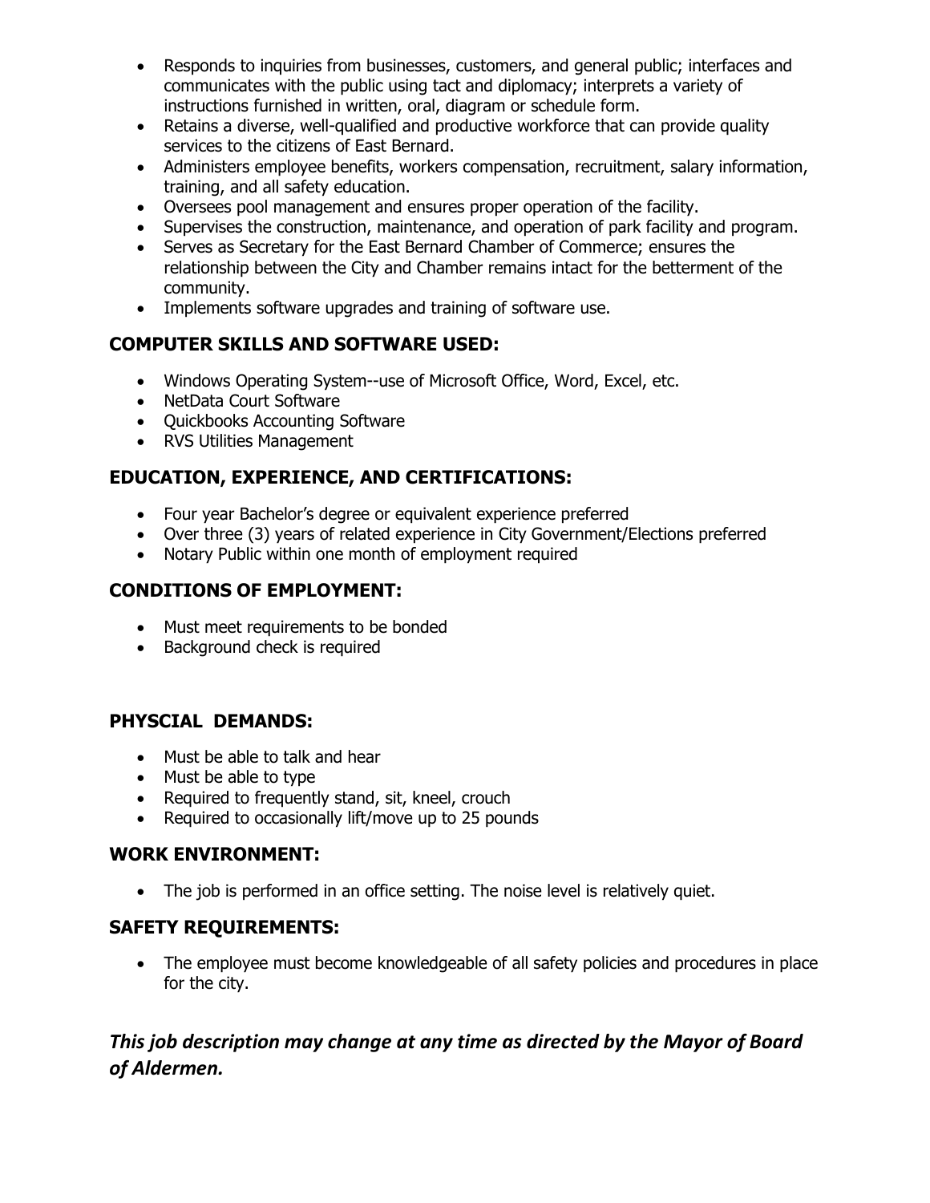- Responds to inquiries from businesses, customers, and general public; interfaces and communicates with the public using tact and diplomacy; interprets a variety of instructions furnished in written, oral, diagram or schedule form.
- Retains a diverse, well-qualified and productive workforce that can provide quality services to the citizens of East Bernard.
- Administers employee benefits, workers compensation, recruitment, salary information, training, and all safety education.
- Oversees pool management and ensures proper operation of the facility.
- Supervises the construction, maintenance, and operation of park facility and program.
- Serves as Secretary for the East Bernard Chamber of Commerce; ensures the relationship between the City and Chamber remains intact for the betterment of the community.
- Implements software upgrades and training of software use.

## COMPUTER SKILLS AND SOFTWARE USED:

- Windows Operating System--use of Microsoft Office, Word, Excel, etc.
- NetData Court Software
- Quickbooks Accounting Software
- RVS Utilities Management

## EDUCATION, EXPERIENCE, AND CERTIFICATIONS:

- Four year Bachelor's degree or equivalent experience preferred
- Over three (3) years of related experience in City Government/Elections preferred
- Notary Public within one month of employment required

## CONDITIONS OF EMPLOYMENT:

- Must meet requirements to be bonded
- Background check is required

## PHYSCIAL DEMANDS:

- Must be able to talk and hear
- Must be able to type
- Required to frequently stand, sit, kneel, crouch
- Required to occasionally lift/move up to 25 pounds

## WORK ENVIRONMENT:

- The job is performed in an office setting. The noise level is relatively quiet.

## SAFETY REQUIREMENTS:

- The employee must become knowledgeable of all safety policies and procedures in place for the city.

***This job description may change at any time as directed by the Mayor of Board of Aldermen.***